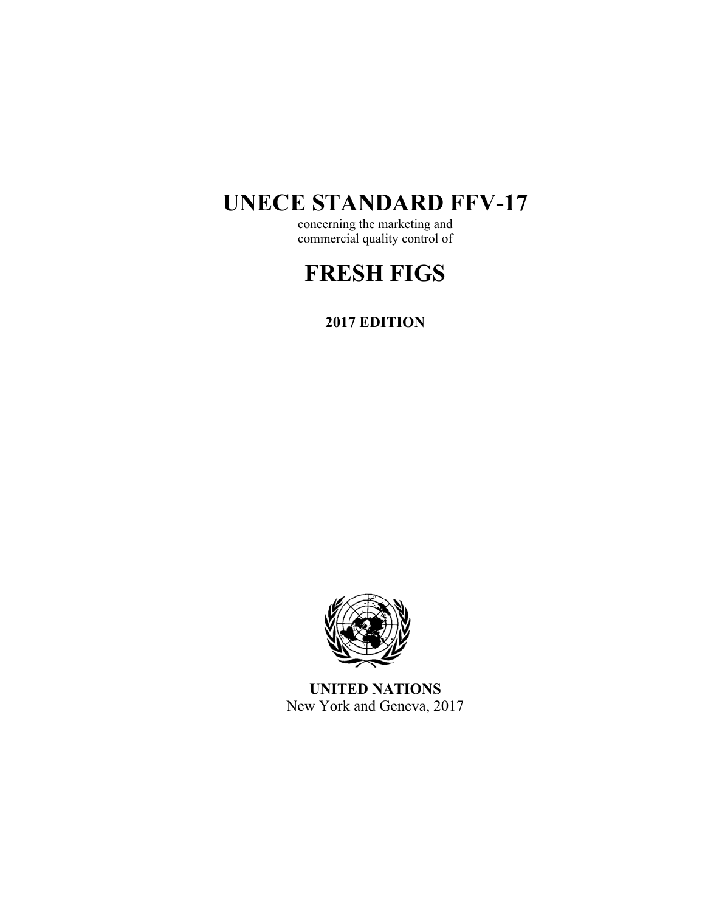# UNECE STANDARD FFV-17

concerning the marketing and commercial quality control of

# FRESH FIGS

**2017 EDITION**

**UNITED NATIONS**
New York and Geneva, 2017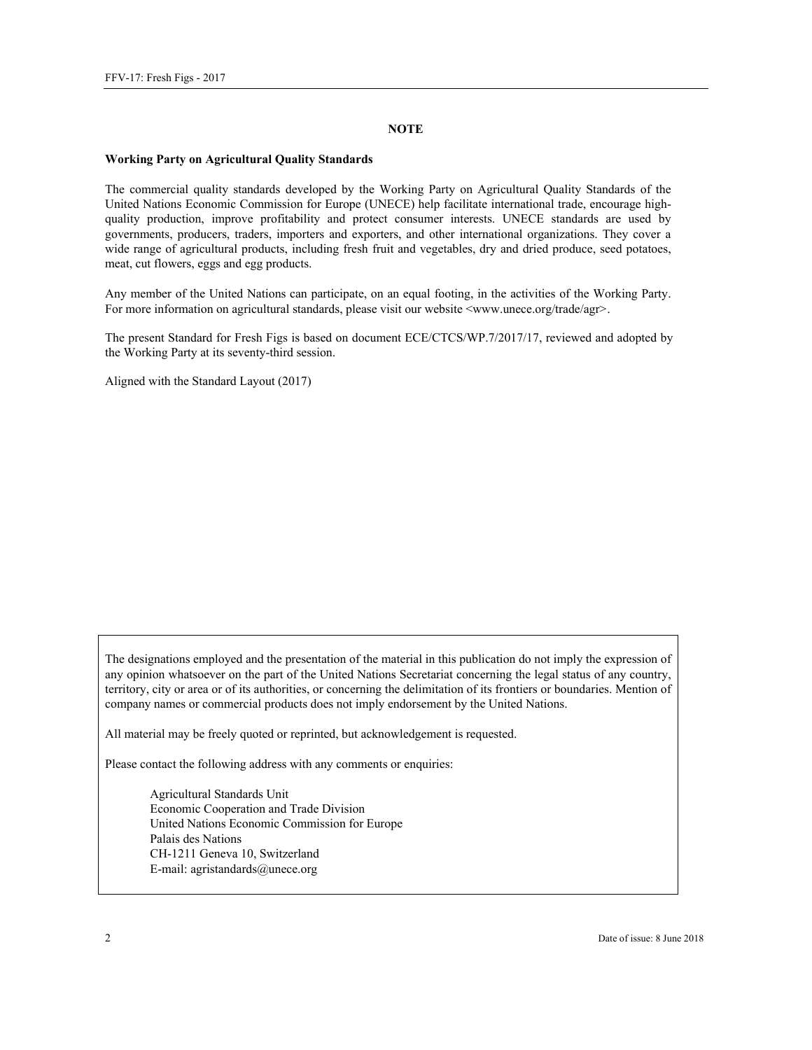## NOTE

**Working Party on Agricultural Quality Standards**

The commercial quality standards developed by the Working Party on Agricultural Quality Standards of the United Nations Economic Commission for Europe (UNECE) help facilitate international trade, encourage high-quality production, improve profitability and protect consumer interests. UNECE standards are used by governments, producers, traders, importers and exporters, and other international organizations. They cover a wide range of agricultural products, including fresh fruit and vegetables, dry and dried produce, seed potatoes, meat, cut flowers, eggs and egg products.

Any member of the United Nations can participate, on an equal footing, in the activities of the Working Party. For more information on agricultural standards, please visit our website <www.unece.org/trade/agr>.

The present Standard for Fresh Figs is based on document ECE/CTCS/WP.7/2017/17, reviewed and adopted by the Working Party at its seventy-third session.

Aligned with the Standard Layout (2017)

The designations employed and the presentation of the material in this publication do not imply the expression of any opinion whatsoever on the part of the United Nations Secretariat concerning the legal status of any country, territory, city or area or of its authorities, or concerning the delimitation of its frontiers or boundaries. Mention of company names or commercial products does not imply endorsement by the United Nations.

All material may be freely quoted or reprinted, but acknowledgement is requested.

Please contact the following address with any comments or enquiries:

Agricultural Standards Unit
Economic Cooperation and Trade Division
United Nations Economic Commission for Europe
Palais des Nations
CH-1211 Geneva 10, Switzerland
E-mail: agristandards@unece.org

Date of issue: 8 June 2018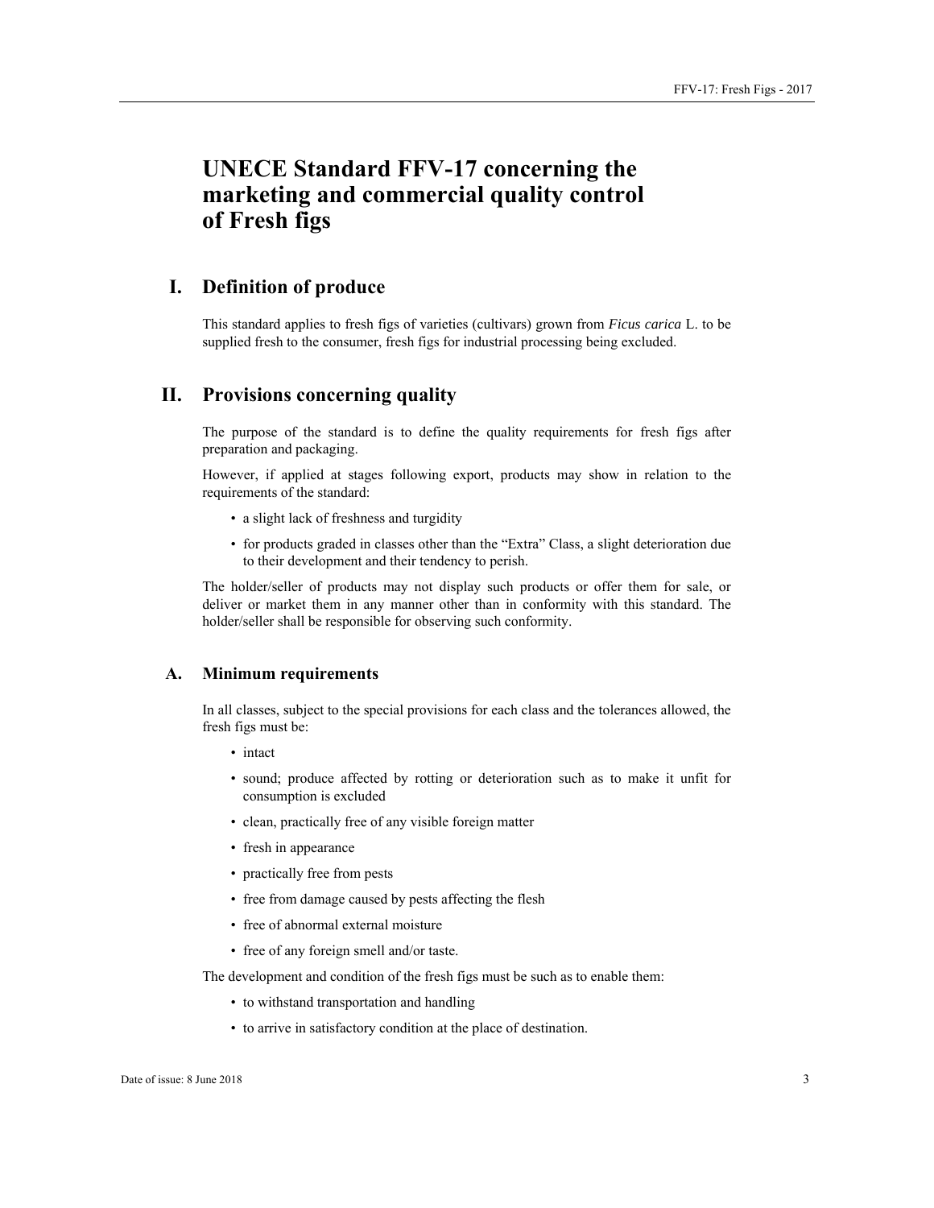# UNECE Standard FFV-17 concerning the marketing and commercial quality control of Fresh figs

## I. Definition of produce

This standard applies to fresh figs of varieties (cultivars) grown from *Ficus carica* L. to be supplied fresh to the consumer, fresh figs for industrial processing being excluded.

## II. Provisions concerning quality

The purpose of the standard is to define the quality requirements for fresh figs after preparation and packaging.

However, if applied at stages following export, products may show in relation to the requirements of the standard:

- a slight lack of freshness and turgidity
- for products graded in classes other than the "Extra" Class, a slight deterioration due to their development and their tendency to perish.

The holder/seller of products may not display such products or offer them for sale, or deliver or market them in any manner other than in conformity with this standard. The holder/seller shall be responsible for observing such conformity.

### A. Minimum requirements

In all classes, subject to the special provisions for each class and the tolerances allowed, the fresh figs must be:

- intact
- sound; produce affected by rotting or deterioration such as to make it unfit for consumption is excluded
- clean, practically free of any visible foreign matter
- fresh in appearance
- practically free from pests
- free from damage caused by pests affecting the flesh
- free of abnormal external moisture
- free of any foreign smell and/or taste.

The development and condition of the fresh figs must be such as to enable them:

- to withstand transportation and handling
- to arrive in satisfactory condition at the place of destination.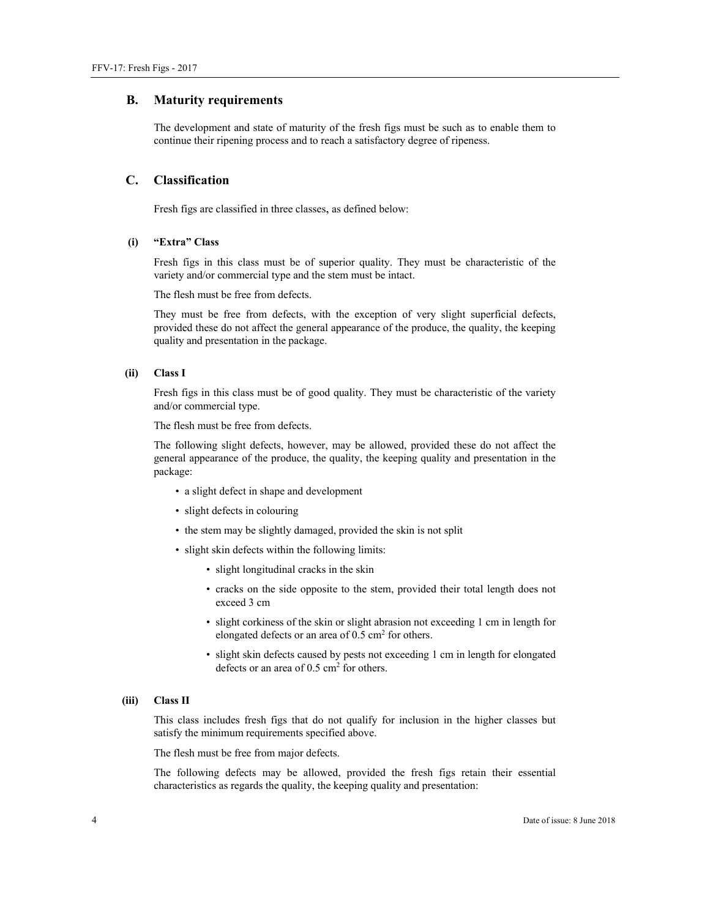## B. Maturity requirements

The development and state of maturity of the fresh figs must be such as to enable them to continue their ripening process and to reach a satisfactory degree of ripeness.

## C. Classification

Fresh figs are classified in three classes, as defined below:

### (i) "Extra" Class

Fresh figs in this class must be of superior quality. They must be characteristic of the variety and/or commercial type and the stem must be intact.

The flesh must be free from defects.

They must be free from defects, with the exception of very slight superficial defects, provided these do not affect the general appearance of the produce, the quality, the keeping quality and presentation in the package.

### (ii) Class I

Fresh figs in this class must be of good quality. They must be characteristic of the variety and/or commercial type.

The flesh must be free from defects.

The following slight defects, however, may be allowed, provided these do not affect the general appearance of the produce, the quality, the keeping quality and presentation in the package:

- a slight defect in shape and development
- slight defects in colouring
- the stem may be slightly damaged, provided the skin is not split
- slight skin defects within the following limits:
  - slight longitudinal cracks in the skin
  - cracks on the side opposite to the stem, provided their total length does not exceed 3 cm
  - slight corkiness of the skin or slight abrasion not exceeding 1 cm in length for elongated defects or an area of 0.5 $cm^2$ for others.
  - slight skin defects caused by pests not exceeding 1 cm in length for elongated defects or an area of 0.5 $cm^2$ for others.

### (iii) Class II

This class includes fresh figs that do not qualify for inclusion in the higher classes but satisfy the minimum requirements specified above.

The flesh must be free from major defects.

The following defects may be allowed, provided the fresh figs retain their essential characteristics as regards the quality, the keeping quality and presentation: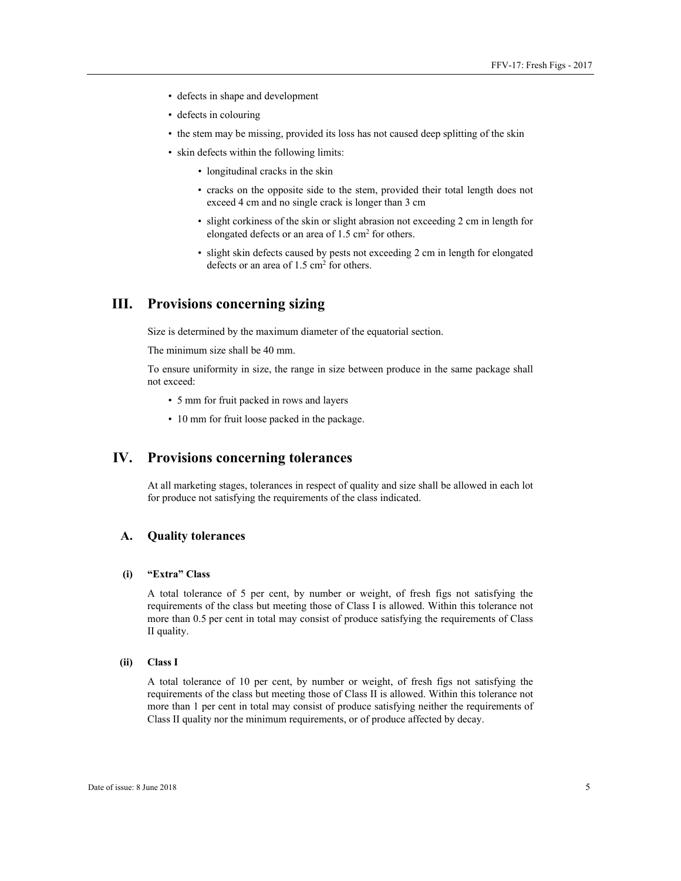- defects in shape and development
- defects in colouring
- the stem may be missing, provided its loss has not caused deep splitting of the skin
- skin defects within the following limits:
  - longitudinal cracks in the skin
  - cracks on the opposite side to the stem, provided their total length does not exceed 4 cm and no single crack is longer than 3 cm
  - slight corkiness of the skin or slight abrasion not exceeding 2 cm in length for elongated defects or an area of 1.5 $cm^2$ for others.
  - slight skin defects caused by pests not exceeding 2 cm in length for elongated defects or an area of 1.5 $cm^2$ for others.

# III. Provisions concerning sizing

Size is determined by the maximum diameter of the equatorial section.

The minimum size shall be 40 mm.

To ensure uniformity in size, the range in size between produce in the same package shall not exceed:

- 5 mm for fruit packed in rows and layers
- 10 mm for fruit loose packed in the package.

# IV. Provisions concerning tolerances

At all marketing stages, tolerances in respect of quality and size shall be allowed in each lot for produce not satisfying the requirements of the class indicated.

## A. Quality tolerances

### (i) "Extra" Class

A total tolerance of 5 per cent, by number or weight, of fresh figs not satisfying the requirements of the class but meeting those of Class I is allowed. Within this tolerance not more than 0.5 per cent in total may consist of produce satisfying the requirements of Class II quality.

### (ii) Class I

A total tolerance of 10 per cent, by number or weight, of fresh figs not satisfying the requirements of the class but meeting those of Class II is allowed. Within this tolerance not more than 1 per cent in total may consist of produce satisfying neither the requirements of Class II quality nor the minimum requirements, or of produce affected by decay.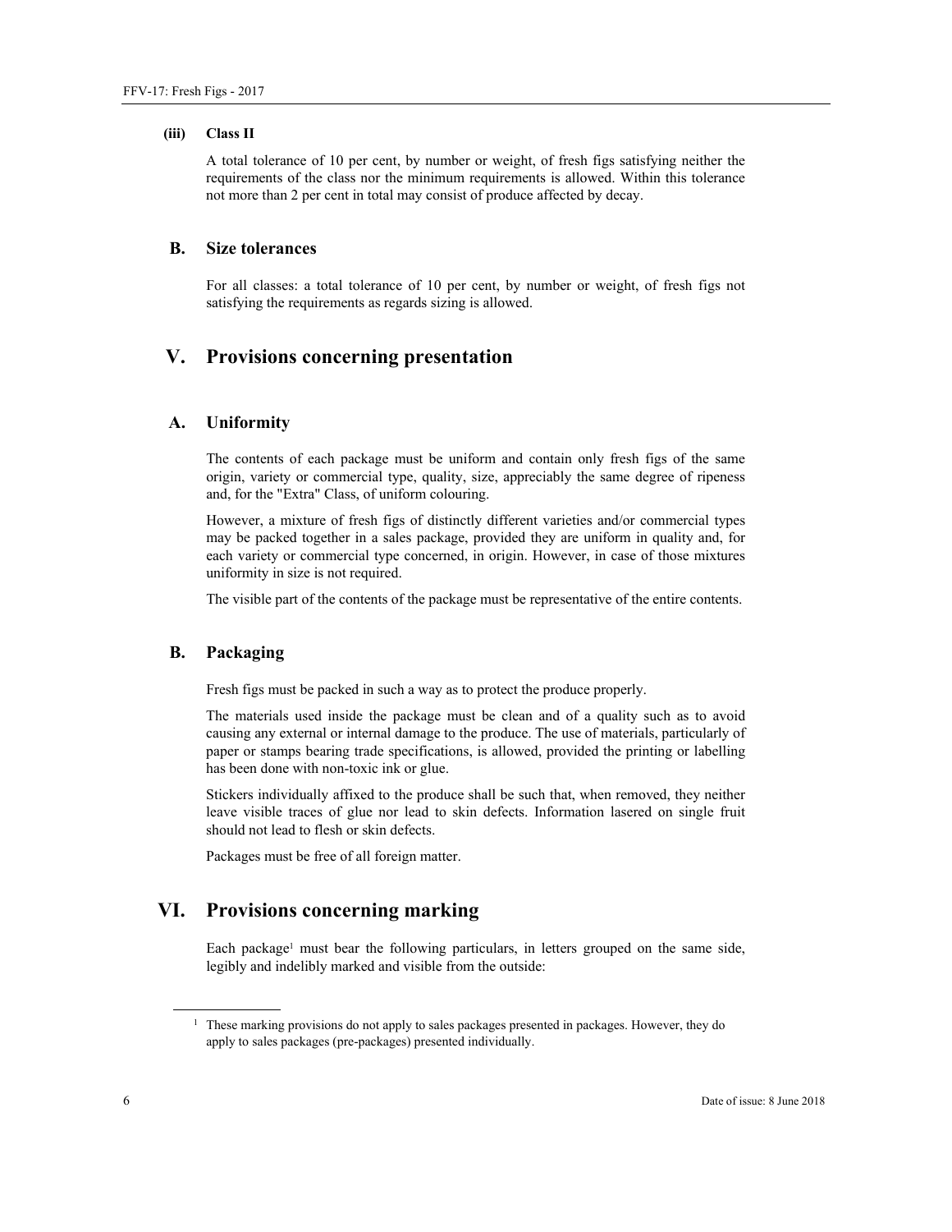#### (iii) Class II

A total tolerance of 10 per cent, by number or weight, of fresh figs satisfying neither the requirements of the class nor the minimum requirements is allowed. Within this tolerance not more than 2 per cent in total may consist of produce affected by decay.

### B. Size tolerances

For all classes: a total tolerance of 10 per cent, by number or weight, of fresh figs not satisfying the requirements as regards sizing is allowed.

## V. Provisions concerning presentation

### A. Uniformity

The contents of each package must be uniform and contain only fresh figs of the same origin, variety or commercial type, quality, size, appreciably the same degree of ripeness and, for the "Extra" Class, of uniform colouring.

However, a mixture of fresh figs of distinctly different varieties and/or commercial types may be packed together in a sales package, provided they are uniform in quality and, for each variety or commercial type concerned, in origin. However, in case of those mixtures uniformity in size is not required.

The visible part of the contents of the package must be representative of the entire contents.

### B. Packaging

Fresh figs must be packed in such a way as to protect the produce properly.

The materials used inside the package must be clean and of a quality such as to avoid causing any external or internal damage to the produce. The use of materials, particularly of paper or stamps bearing trade specifications, is allowed, provided the printing or labelling has been done with non-toxic ink or glue.

Stickers individually affixed to the produce shall be such that, when removed, they neither leave visible traces of glue nor lead to skin defects. Information lasered on single fruit should not lead to flesh or skin defects.

Packages must be free of all foreign matter.

## VI. Provisions concerning marking

Each package[1] must bear the following particulars, in letters grouped on the same side, legibly and indelibly marked and visible from the outside:

[1] These marking provisions do not apply to sales packages presented in packages. However, they do apply to sales packages (pre-packages) presented individually.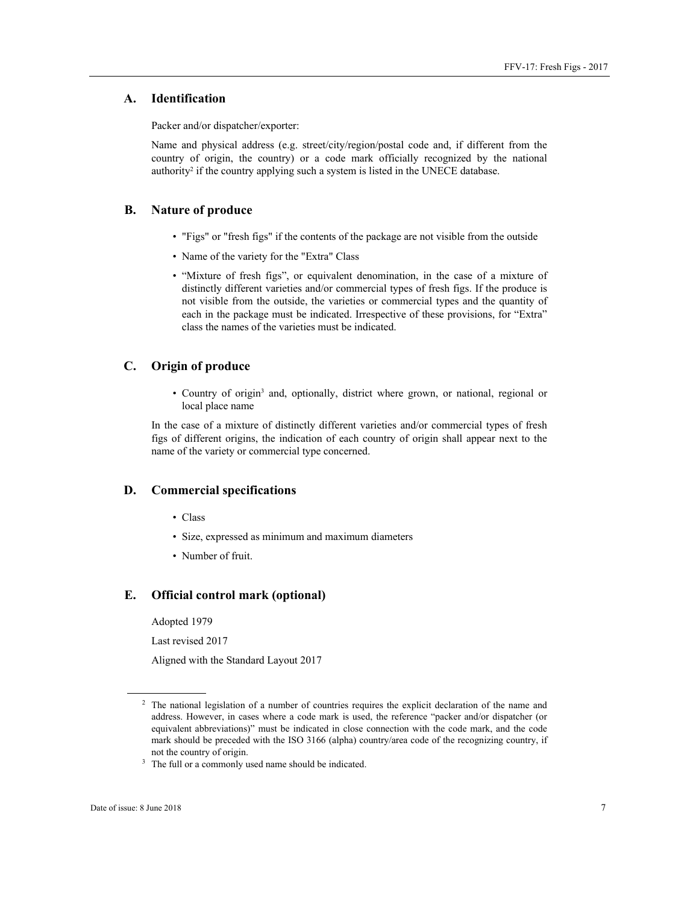## A. Identification

Packer and/or dispatcher/exporter:

Name and physical address (e.g. street/city/region/postal code and, if different from the country of origin, the country) or a code mark officially recognized by the national authority[2] if the country applying such a system is listed in the UNECE database.

## B. Nature of produce

- "Figs" or "fresh figs" if the contents of the package are not visible from the outside
- Name of the variety for the "Extra" Class
- “Mixture of fresh figs”, or equivalent denomination, in the case of a mixture of distinctly different varieties and/or commercial types of fresh figs. If the produce is not visible from the outside, the varieties or commercial types and the quantity of each in the package must be indicated. Irrespective of these provisions, for “Extra” class the names of the varieties must be indicated.

## C. Origin of produce

- Country of origin[3] and, optionally, district where grown, or national, regional or local place name

In the case of a mixture of distinctly different varieties and/or commercial types of fresh figs of different origins, the indication of each country of origin shall appear next to the name of the variety or commercial type concerned.

## D. Commercial specifications

- Class
- Size, expressed as minimum and maximum diameters
- Number of fruit.

## E. Official control mark (optional)

Adopted 1979

Last revised 2017

Aligned with the Standard Layout 2017

---

[2] The national legislation of a number of countries requires the explicit declaration of the name and address. However, in cases where a code mark is used, the reference “packer and/or dispatcher (or equivalent abbreviations)” must be indicated in close connection with the code mark, and the code mark should be preceded with the ISO 3166 (alpha) country/area code of the recognizing country, if not the country of origin.

[3] The full or a commonly used name should be indicated.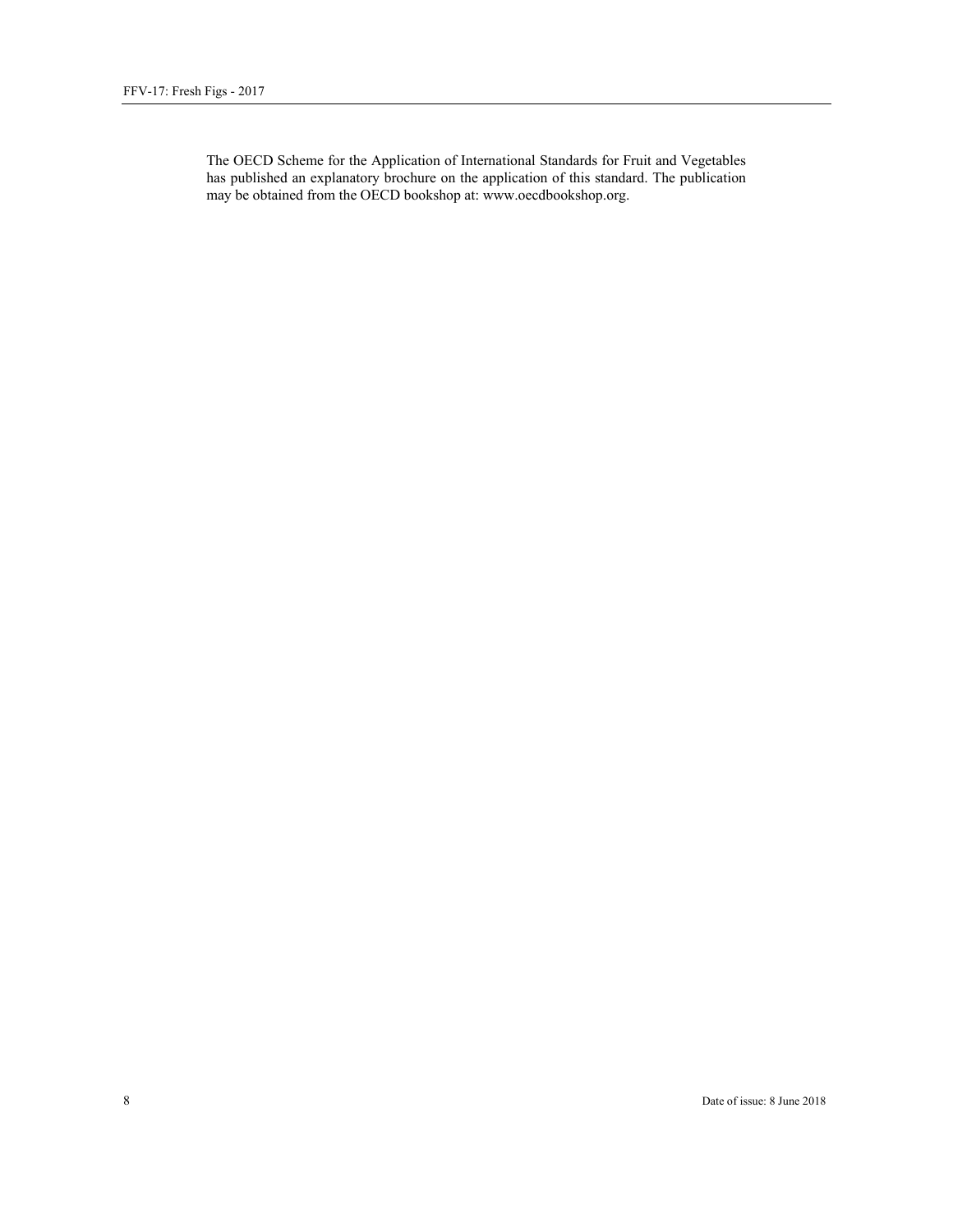The OECD Scheme for the Application of International Standards for Fruit and Vegetables has published an explanatory brochure on the application of this standard. The publication may be obtained from the OECD bookshop at: www.oecdbookshop.org.